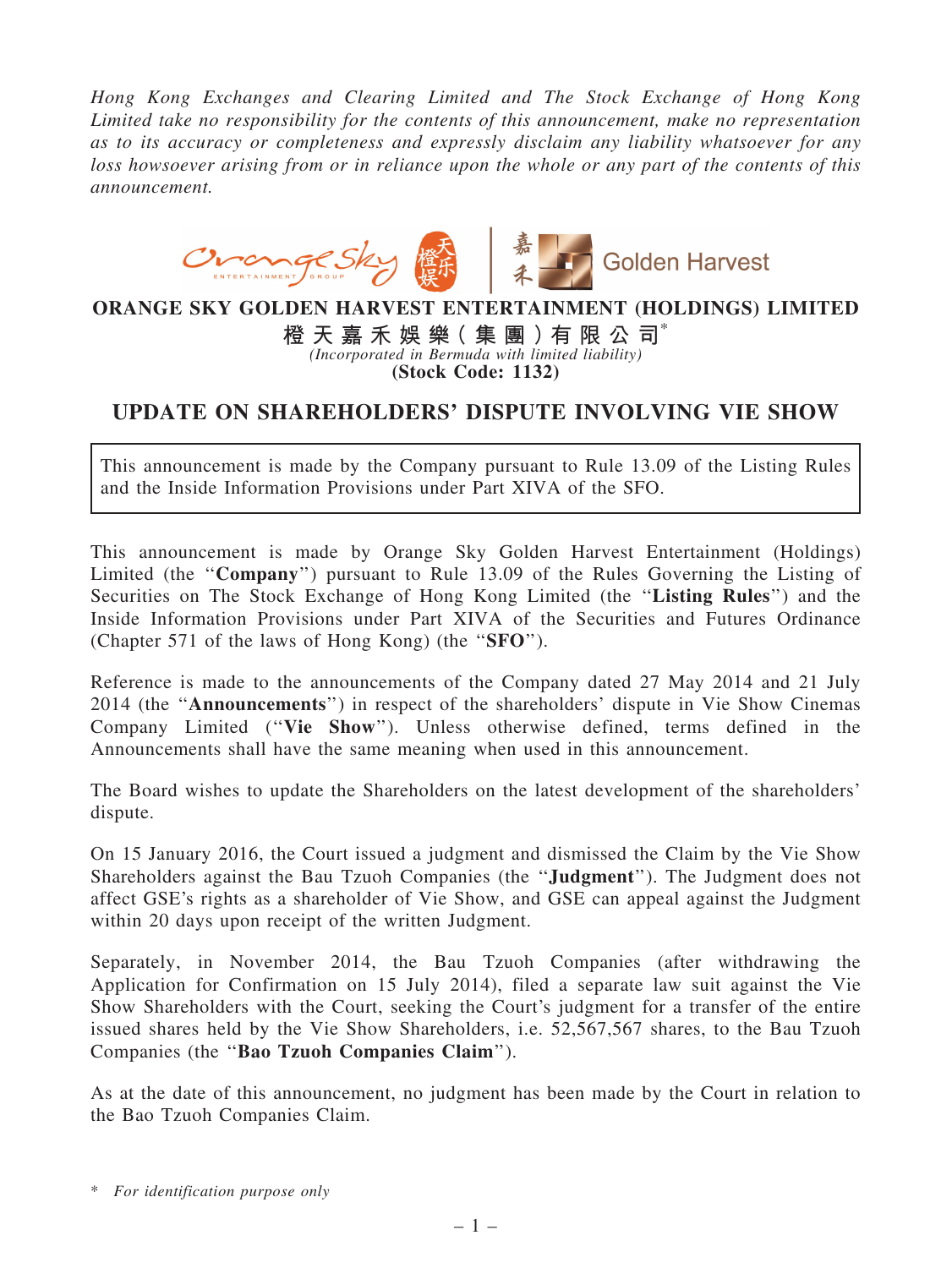*Hong Kong Exchanges and Clearing Limited and The Stock Exchange of Hong Kong Limited take no responsibility for the contents of this announcement, make no representation as to its accuracy or completeness and expressly disclaim any liability whatsoever for any loss howsoever arising from or in reliance upon the whole or any part of the contents of this announcement.*

# ORANGE SKY GOLDEN HARVEST ENTERTAINMENT (HOLDINGS) LIMITED

**橙天嘉禾娛樂（集團）有限公司***

*(Incorporated in Bermuda with limited liability)*

**(Stock Code: 1132)**

## UPDATE ON SHAREHOLDERS' DISPUTE INVOLVING VIE SHOW

This announcement is made by the Company pursuant to Rule 13.09 of the Listing Rules and the Inside Information Provisions under Part XIVA of the SFO.

This announcement is made by Orange Sky Golden Harvest Entertainment (Holdings) Limited (the "**Company**") pursuant to Rule 13.09 of the Rules Governing the Listing of Securities on The Stock Exchange of Hong Kong Limited (the "**Listing Rules**") and the Inside Information Provisions under Part XIVA of the Securities and Futures Ordinance (Chapter 571 of the laws of Hong Kong) (the "**SFO**").

Reference is made to the announcements of the Company dated 27 May 2014 and 21 July 2014 (the "**Announcements**") in respect of the shareholders' dispute in Vie Show Cinemas Company Limited ("**Vie Show**"). Unless otherwise defined, terms defined in the Announcements shall have the same meaning when used in this announcement.

The Board wishes to update the Shareholders on the latest development of the shareholders' dispute.

On 15 January 2016, the Court issued a judgment and dismissed the Claim by the Vie Show Shareholders against the Bau Tzuoh Companies (the "**Judgment**"). The Judgment does not affect GSE's rights as a shareholder of Vie Show, and GSE can appeal against the Judgment within 20 days upon receipt of the written Judgment.

Separately, in November 2014, the Bau Tzuoh Companies (after withdrawing the Application for Confirmation on 15 July 2014), filed a separate law suit against the Vie Show Shareholders with the Court, seeking the Court's judgment for a transfer of the entire issued shares held by the Vie Show Shareholders, i.e. 52,567,567 shares, to the Bau Tzuoh Companies (the "**Bao Tzuoh Companies Claim**").

As at the date of this announcement, no judgment has been made by the Court in relation to the Bao Tzuoh Companies Claim.

\* *For identification purpose only*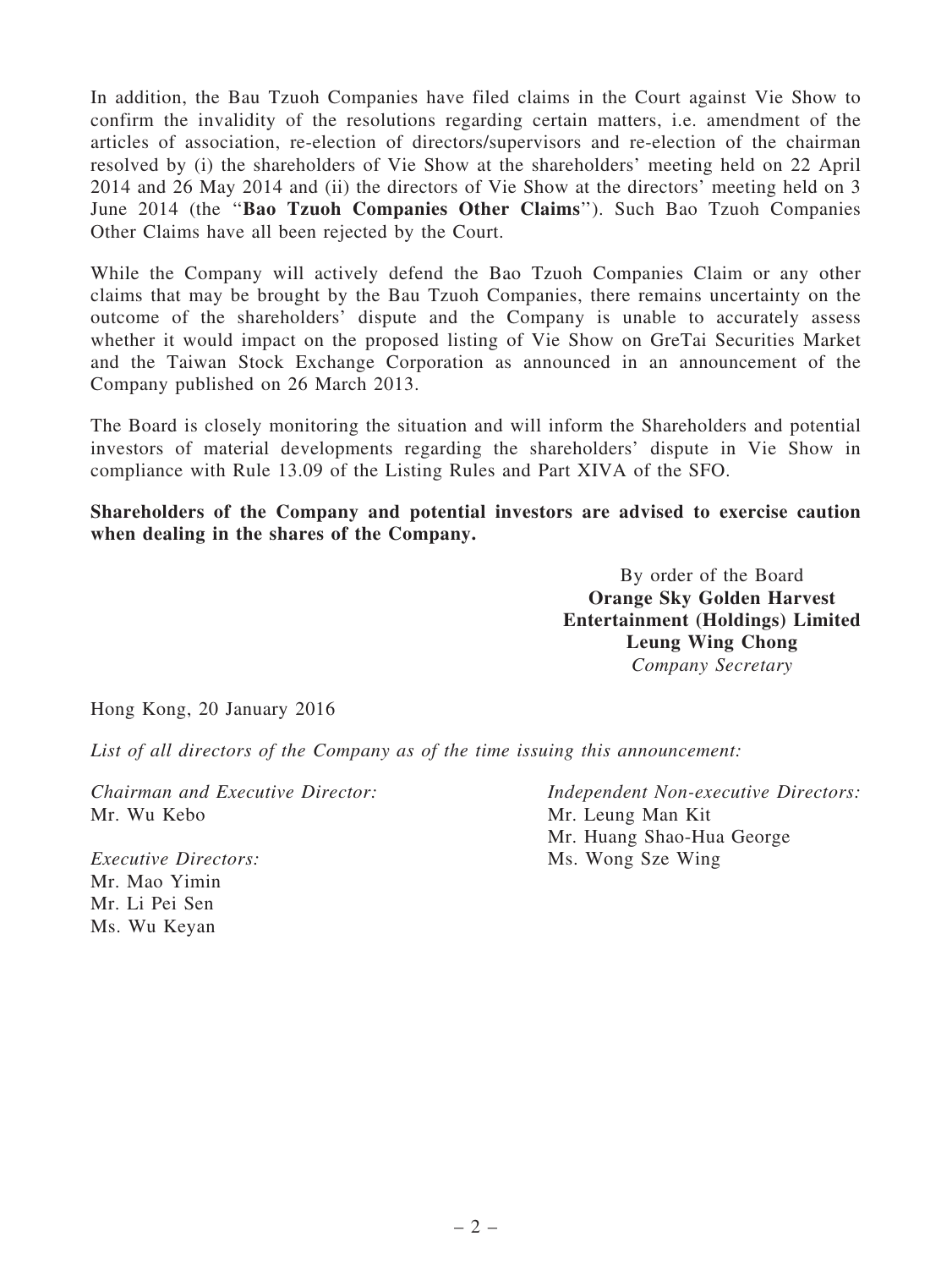In addition, the Bau Tzuoh Companies have filed claims in the Court against Vie Show to confirm the invalidity of the resolutions regarding certain matters, i.e. amendment of the articles of association, re-election of directors/supervisors and re-election of the chairman resolved by (i) the shareholders of Vie Show at the shareholders' meeting held on 22 April 2014 and 26 May 2014 and (ii) the directors of Vie Show at the directors' meeting held on 3 June 2014 (the "**Bao Tzuoh Companies Other Claims**"). Such Bao Tzuoh Companies Other Claims have all been rejected by the Court.

While the Company will actively defend the Bao Tzuoh Companies Claim or any other claims that may be brought by the Bau Tzuoh Companies, there remains uncertainty on the outcome of the shareholders' dispute and the Company is unable to accurately assess whether it would impact on the proposed listing of Vie Show on GreTai Securities Market and the Taiwan Stock Exchange Corporation as announced in an announcement of the Company published on 26 March 2013.

The Board is closely monitoring the situation and will inform the Shareholders and potential investors of material developments regarding the shareholders' dispute in Vie Show in compliance with Rule 13.09 of the Listing Rules and Part XIVA of the SFO.

**Shareholders of the Company and potential investors are advised to exercise caution when dealing in the shares of the Company.**

By order of the Board
**Orange Sky Golden Harvest Entertainment (Holdings) Limited**
**Leung Wing Chong**
*Company Secretary*

Hong Kong, 20 January 2016

*List of all directors of the Company as of the time issuing this announcement:*

*Chairman and Executive Director:*
Mr. Wu Kebo

*Executive Directors:*
Mr. Mao Yimin
Mr. Li Pei Sen
Ms. Wu Keyan

*Independent Non-executive Directors:*
Mr. Leung Man Kit
Mr. Huang Shao-Hua George
Ms. Wong Sze Wing